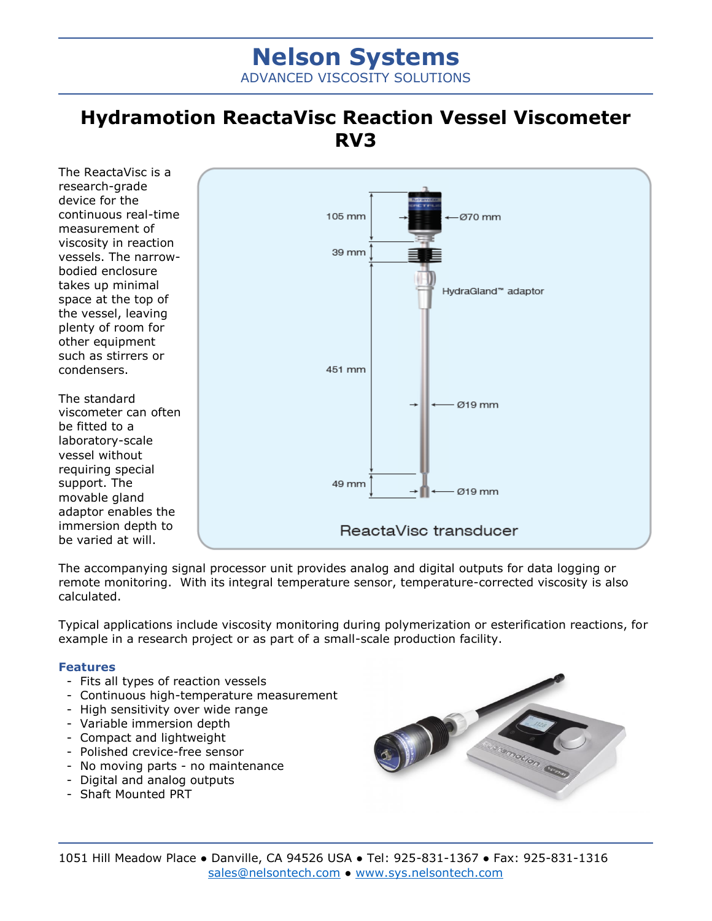# Nelson Systems

ADVANCED VISCOSITY SOLUTIONS

## Hydramotion ReactaVisc Reaction Vessel Viscometer RV3

The ReactaVisc is a research-grade device for the continuous real-time measurement of viscosity in reaction vessels. The narrow-bodied enclosure takes up minimal space at the top of the vessel, leaving plenty of room for other equipment such as stirrers or condensers.

The standard viscometer can often be fitted to a laboratory-scale vessel without requiring special support. The movable gland adaptor enables the immersion depth to be varied at will.

105 mm, Ø70 mm, 39 mm, HydraGland™ adaptor, 451 mm, Ø19 mm, 49 mm, Ø19 mm

ReactaVisc transducer

The accompanying signal processor unit provides analog and digital outputs for data logging or remote monitoring. With its integral temperature sensor, temperature-corrected viscosity is also calculated.

Typical applications include viscosity monitoring during polymerization or esterification reactions, for example in a research project or as part of a small-scale production facility.

### Features

- Fits all types of reaction vessels
- Continuous high-temperature measurement
- High sensitivity over wide range
- Variable immersion depth
- Compact and lightweight
- Polished crevice-free sensor
- No moving parts - no maintenance
- Digital and analog outputs
- Shaft Mounted PRT

1051 Hill Meadow Place • Danville, CA 94526 USA • Tel: 925-831-1367 • Fax: 925-831-1316
sales@nelsontech.com • www.sys.nelsontech.com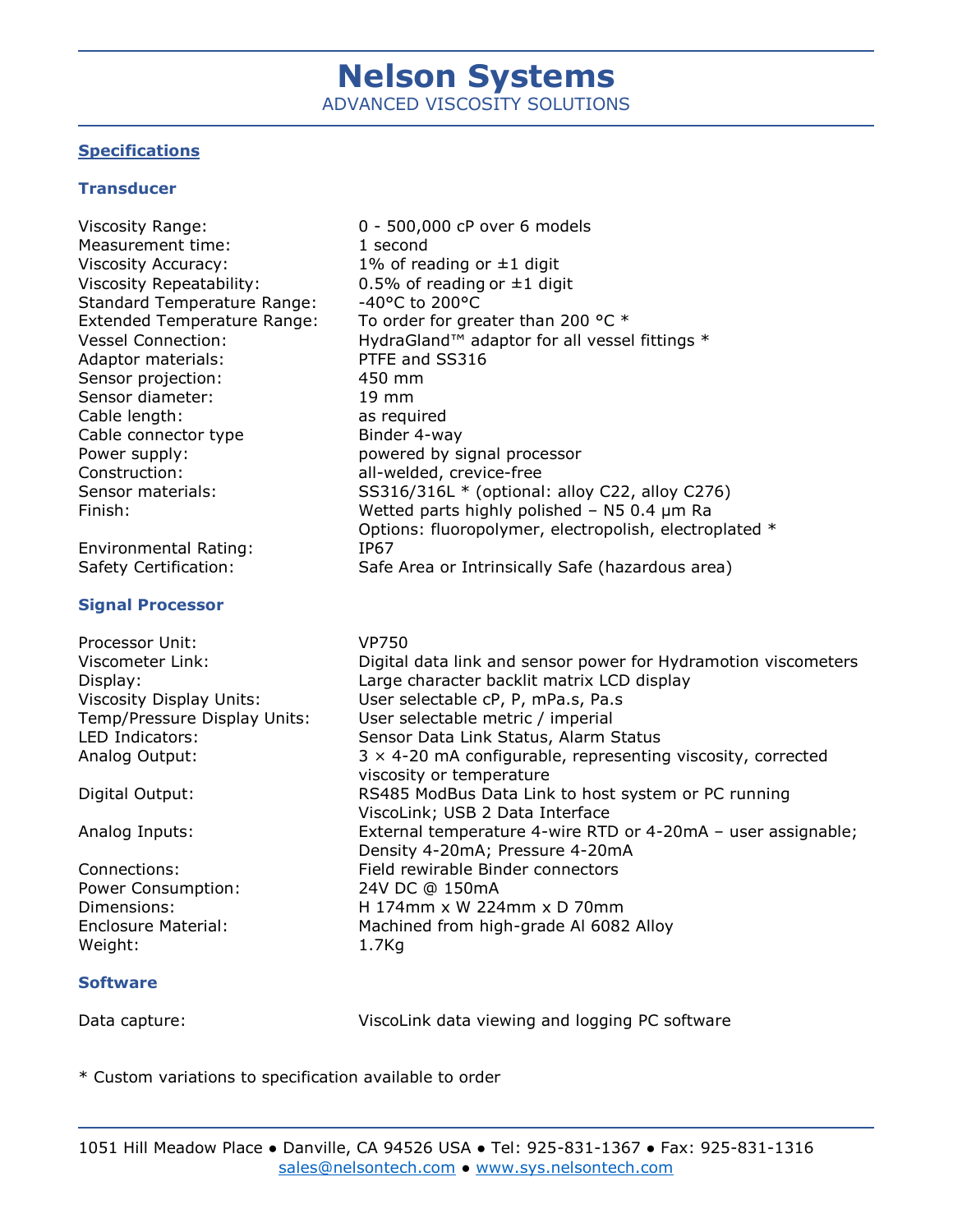# Nelson Systems

ADVANCED VISCOSITY SOLUTIONS

## Specifications

### Transducer

| | |
|---|---|
| Viscosity Range: | 0 - 500,000 cP over 6 models |
| Measurement time: | 1 second |
| Viscosity Accuracy: | 1% of reading or ±1 digit |
| Viscosity Repeatability: | 0.5% of reading or ±1 digit |
| Standard Temperature Range: | -40°C to 200°C |
| Extended Temperature Range: | To order for greater than 200 °C * |
| Vessel Connection: | HydraGland™ adaptor for all vessel fittings * |
| Adaptor materials: | PTFE and SS316 |
| Sensor projection: | 450 mm |
| Sensor diameter: | 19 mm |
| Cable length: | as required |
| Cable connector type | Binder 4-way |
| Power supply: | powered by signal processor |
| Construction: | all-welded, crevice-free |
| Sensor materials: | SS316/316L * (optional: alloy C22, alloy C276) |
| Finish: | Wetted parts highly polished – N5 0.4 μm Ra<br>Options: fluoropolymer, electropolish, electroplated * |
| Environmental Rating: | IP67 |
| Safety Certification: | Safe Area or Intrinsically Safe (hazardous area) |

### Signal Processor

| | |
|---|---|
| Processor Unit: | VP750 |
| Viscometer Link: | Digital data link and sensor power for Hydramotion viscometers |
| Display: | Large character backlit matrix LCD display |
| Viscosity Display Units: | User selectable cP, P, mPa.s, Pa.s |
| Temp/Pressure Display Units: | User selectable metric / imperial |
| LED Indicators: | Sensor Data Link Status, Alarm Status |
| Analog Output: | 3 × 4-20 mA configurable, representing viscosity, corrected viscosity or temperature |
| Digital Output: | RS485 ModBus Data Link to host system or PC running ViscoLink; USB 2 Data Interface |
| Analog Inputs: | External temperature 4-wire RTD or 4-20mA – user assignable; Density 4-20mA; Pressure 4-20mA |
| Connections: | Field rewirable Binder connectors |
| Power Consumption: | 24V DC @ 150mA |
| Dimensions: | H 174mm x W 224mm x D 70mm |
| Enclosure Material: | Machined from high-grade Al 6082 Alloy |
| Weight: | 1.7Kg |

### Software

| | |
|---|---|
| Data capture: | ViscoLink data viewing and logging PC software |

* Custom variations to specification available to order

1051 Hill Meadow Place ● Danville, CA 94526 USA ● Tel: 925-831-1367 ● Fax: 925-831-1316
sales@nelsontech.com ● www.sys.nelsontech.com